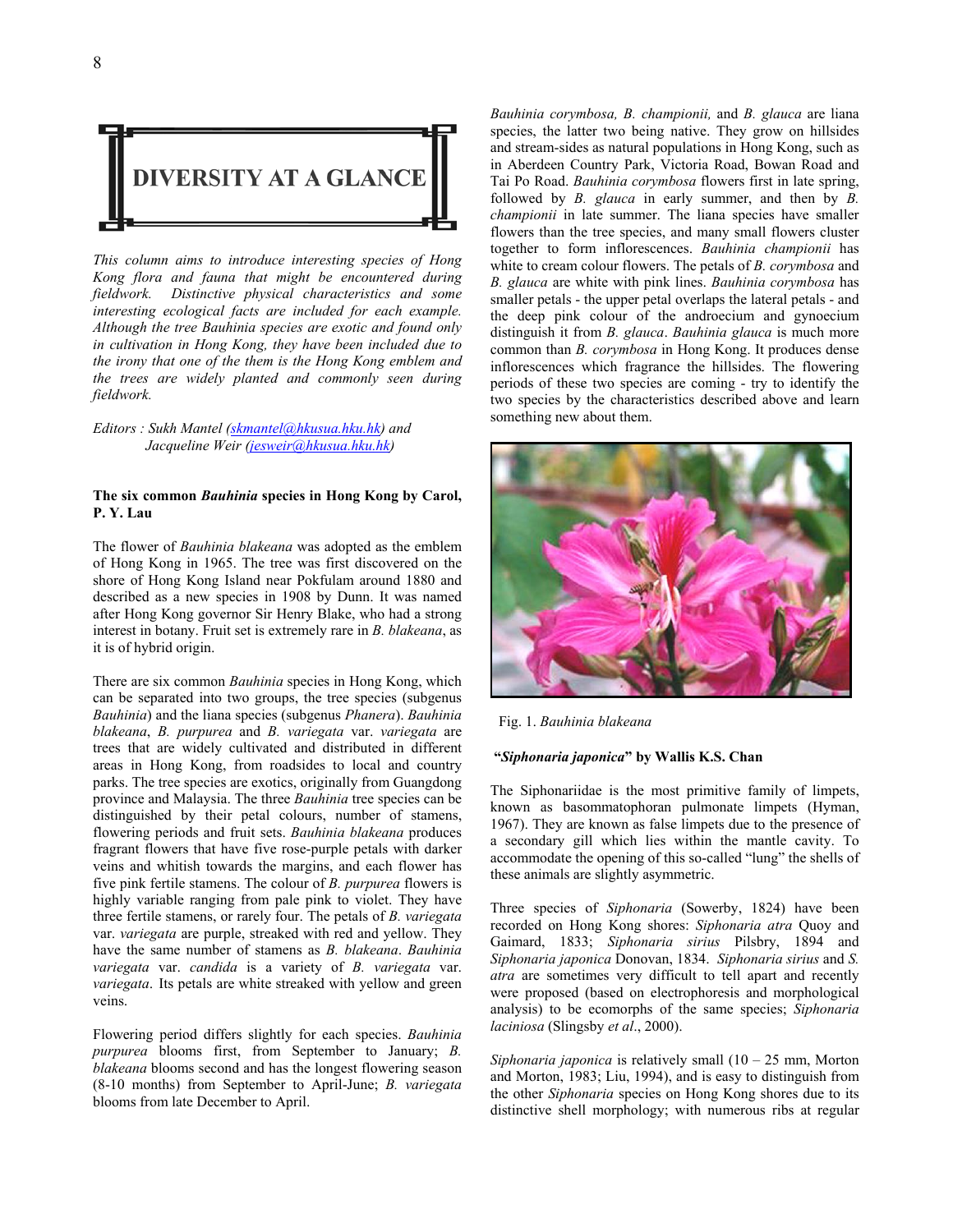# DIVERSITY AT A GLANCE

*This column aims to introduce interesting species of Hong Kong flora and fauna that might be encountered during fieldwork. Distinctive physical characteristics and some interesting ecological facts are included for each example. Although the tree Bauhinia species are exotic and found only in cultivation in Hong Kong, they have been included due to the irony that one of the them is the Hong Kong emblem and the trees are widely planted and commonly seen during fieldwork.*

*Editors : Sukh Mantel (skmantel@hkusua.hku.hk) and Jacqueline Weir (jesweir@hkusua.hku.hk)*

**The six common *Bauhinia* species in Hong Kong by Carol, P. Y. Lau**

The flower of *Bauhinia blakeana* was adopted as the emblem of Hong Kong in 1965. The tree was first discovered on the shore of Hong Kong Island near Pokfulam around 1880 and described as a new species in 1908 by Dunn. It was named after Hong Kong governor Sir Henry Blake, who had a strong interest in botany. Fruit set is extremely rare in *B. blakeana*, as it is of hybrid origin.

There are six common *Bauhinia* species in Hong Kong, which can be separated into two groups, the tree species (subgenus *Bauhinia*) and the liana species (subgenus *Phanera*). *Bauhinia blakeana*, *B. purpurea* and *B. variegata* var. *variegata* are trees that are widely cultivated and distributed in different areas in Hong Kong, from roadsides to local and country parks. The tree species are exotics, originally from Guangdong province and Malaysia. The three *Bauhinia* tree species can be distinguished by their petal colours, number of stamens, flowering periods and fruit sets. *Bauhinia blakeana* produces fragrant flowers that have five rose-purple petals with darker veins and whitish towards the margins, and each flower has five pink fertile stamens. The colour of *B. purpurea* flowers is highly variable ranging from pale pink to violet. They have three fertile stamens, or rarely four. The petals of *B. variegata* var. *variegata* are purple, streaked with red and yellow. They have the same number of stamens as *B. blakeana*. *Bauhinia variegata* var. *candida* is a variety of *B. variegata* var. *variegata*. Its petals are white streaked with yellow and green veins.

Flowering period differs slightly for each species. *Bauhinia purpurea* blooms first, from September to January; *B. blakeana* blooms second and has the longest flowering season (8-10 months) from September to April-June; *B. variegata* blooms from late December to April.

*Bauhinia corymbosa, B. championii,* and *B. glauca* are liana species, the latter two being native. They grow on hillsides and stream-sides as natural populations in Hong Kong, such as in Aberdeen Country Park, Victoria Road, Bowan Road and Tai Po Road. *Bauhinia corymbosa* flowers first in late spring, followed by *B. glauca* in early summer, and then by *B. championii* in late summer. The liana species have smaller flowers than the tree species, and many small flowers cluster together to form inflorescences. *Bauhinia championii* has white to cream colour flowers. The petals of *B. corymbosa* and *B. glauca* are white with pink lines. *Bauhinia corymbosa* has smaller petals - the upper petal overlaps the lateral petals - and the deep pink colour of the androecium and gynoecium distinguish it from *B. glauca*. *Bauhinia glauca* is much more common than *B. corymbosa* in Hong Kong. It produces dense inflorescences which fragrance the hillsides. The flowering periods of these two species are coming - try to identify the two species by the characteristics described above and learn something new about them.

Fig. 1. *Bauhinia blakeana*

**"*Siphonaria japonica*" by Wallis K.S. Chan**

The Siphonariidae is the most primitive family of limpets, known as basommatophoran pulmonate limpets (Hyman, 1967). They are known as false limpets due to the presence of a secondary gill which lies within the mantle cavity. To accommodate the opening of this so-called "lung" the shells of these animals are slightly asymmetric.

Three species of *Siphonaria* (Sowerby, 1824) have been recorded on Hong Kong shores: *Siphonaria atra* Quoy and Gaimard, 1833; *Siphonaria sirius* Pilsbry, 1894 and *Siphonaria japonica* Donovan, 1834. *Siphonaria sirius* and *S. atra* are sometimes very difficult to tell apart and recently were proposed (based on electrophoresis and morphological analysis) to be ecomorphs of the same species; *Siphonaria laciniosa* (Slingsby *et al*., 2000).

*Siphonaria japonica* is relatively small (10 – 25 mm, Morton and Morton, 1983; Liu, 1994), and is easy to distinguish from the other *Siphonaria* species on Hong Kong shores due to its distinctive shell morphology; with numerous ribs at regular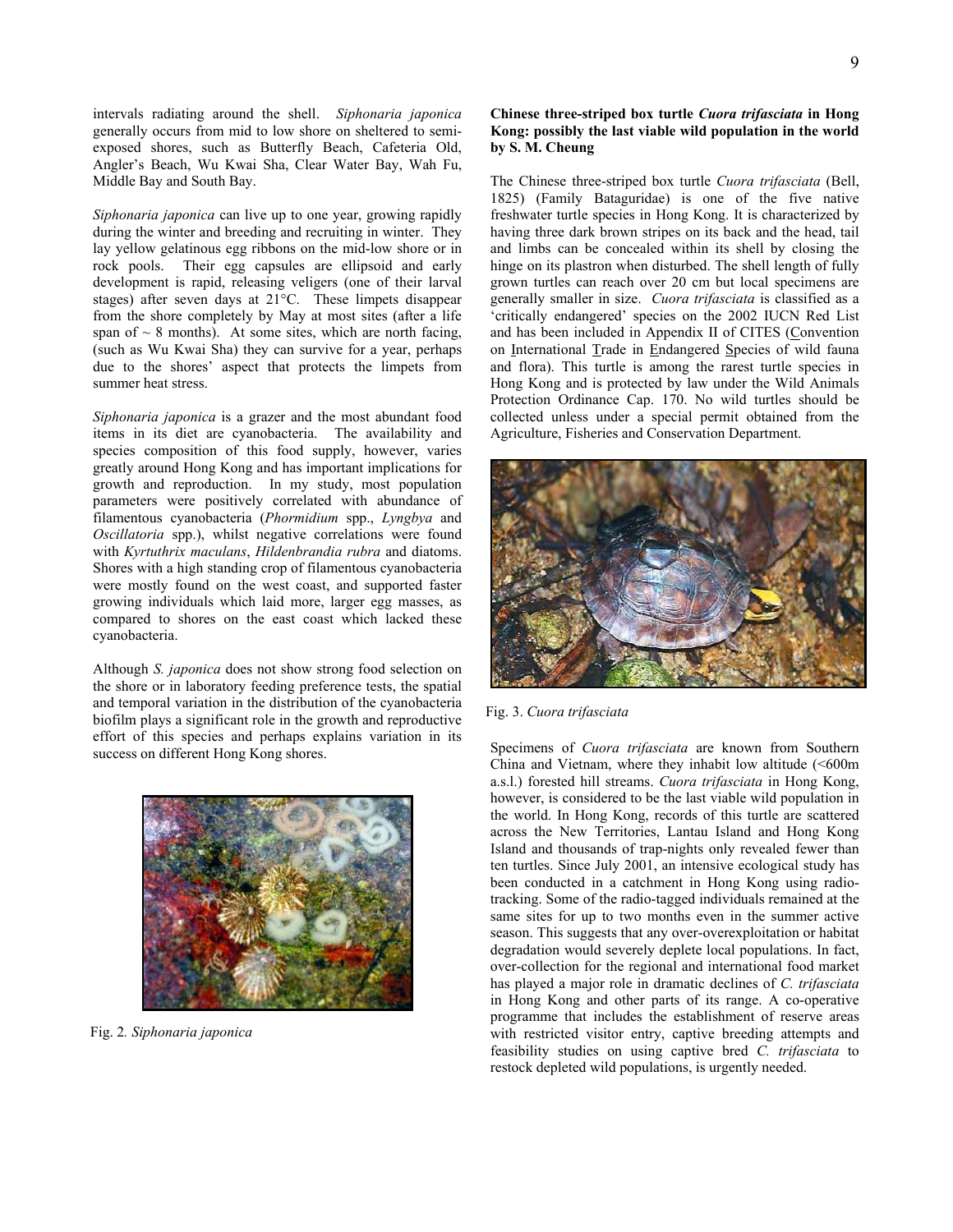intervals radiating around the shell. *Siphonaria japonica* generally occurs from mid to low shore on sheltered to semi-exposed shores, such as Butterfly Beach, Cafeteria Old, Angler's Beach, Wu Kwai Sha, Clear Water Bay, Wah Fu, Middle Bay and South Bay.

*Siphonaria japonica* can live up to one year, growing rapidly during the winter and breeding and recruiting in winter. They lay yellow gelatinous egg ribbons on the mid-low shore or in rock pools. Their egg capsules are ellipsoid and early development is rapid, releasing veligers (one of their larval stages) after seven days at 21°C. These limpets disappear from the shore completely by May at most sites (after a life span of ~ 8 months). At some sites, which are north facing, (such as Wu Kwai Sha) they can survive for a year, perhaps due to the shores' aspect that protects the limpets from summer heat stress.

*Siphonaria japonica* is a grazer and the most abundant food items in its diet are cyanobacteria. The availability and species composition of this food supply, however, varies greatly around Hong Kong and has important implications for growth and reproduction. In my study, most population parameters were positively correlated with abundance of filamentous cyanobacteria (*Phormidium* spp., *Lyngbya* and *Oscillatoria* spp.), whilst negative correlations were found with *Kyrtuthrix maculans*, *Hildenbrandia rubra* and diatoms. Shores with a high standing crop of filamentous cyanobacteria were mostly found on the west coast, and supported faster growing individuals which laid more, larger egg masses, as compared to shores on the east coast which lacked these cyanobacteria.

Although *S. japonica* does not show strong food selection on the shore or in laboratory feeding preference tests, the spatial and temporal variation in the distribution of the cyanobacteria biofilm plays a significant role in the growth and reproductive effort of this species and perhaps explains variation in its success on different Hong Kong shores.

Fig. 2. *Siphonaria japonica*

**Chinese three-striped box turtle *Cuora trifasciata* in Hong Kong: possibly the last viable wild population in the world by S. M. Cheung**

The Chinese three-striped box turtle *Cuora trifasciata* (Bell, 1825) (Family Bataguridae) is one of the five native freshwater turtle species in Hong Kong. It is characterized by having three dark brown stripes on its back and the head, tail and limbs can be concealed within its shell by closing the hinge on its plastron when disturbed. The shell length of fully grown turtles can reach over 20 cm but local specimens are generally smaller in size. *Cuora trifasciata* is classified as a 'critically endangered' species on the 2002 IUCN Red List and has been included in Appendix II of CITES (Convention on International Trade in Endangered Species of wild fauna and flora). This turtle is among the rarest turtle species in Hong Kong and is protected by law under the Wild Animals Protection Ordinance Cap. 170. No wild turtles should be collected unless under a special permit obtained from the Agriculture, Fisheries and Conservation Department.

Fig. 3. *Cuora trifasciata*

Specimens of *Cuora trifasciata* are known from Southern China and Vietnam, where they inhabit low altitude (<600m a.s.l.) forested hill streams. *Cuora trifasciata* in Hong Kong, however, is considered to be the last viable wild population in the world. In Hong Kong, records of this turtle are scattered across the New Territories, Lantau Island and Hong Kong Island and thousands of trap-nights only revealed fewer than ten turtles. Since July 2001, an intensive ecological study has been conducted in a catchment in Hong Kong using radio-tracking. Some of the radio-tagged individuals remained at the same sites for up to two months even in the summer active season. This suggests that any over-overexploitation or habitat degradation would severely deplete local populations. In fact, over-collection for the regional and international food market has played a major role in dramatic declines of *C. trifasciata* in Hong Kong and other parts of its range. A co-operative programme that includes the establishment of reserve areas with restricted visitor entry, captive breeding attempts and feasibility studies on using captive bred *C. trifasciata* to restock depleted wild populations, is urgently needed.